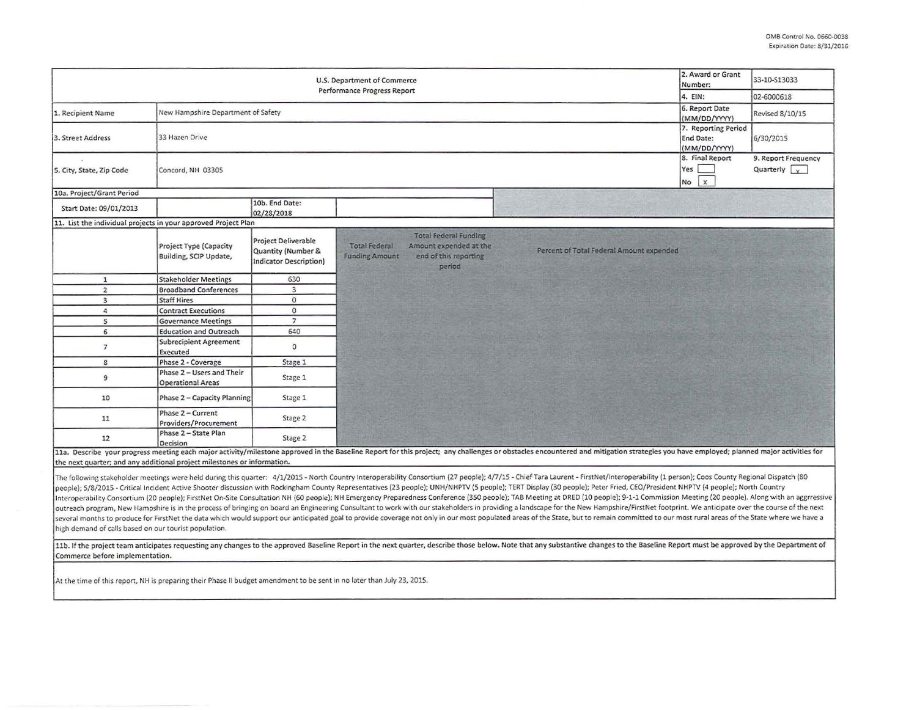OMB Control No. 0660-0038
Expiration Date: 8/31/2016

| U.S. Department of Commerce Performance Progress Report | | | | 2. Award or Grant Number: | 33-10-S13033 |
|---|---|---|---|---|---|
| | | | | 4. EIN: | 02-6000618 |
| 1. Recipient Name | New Hampshire Department of Safety | | | 6. Report Date (MM/DD/YYYY) | Revised 8/10/15 |
| 3. Street Address | 33 Hazen Drive | | | 7. Reporting Period End Date: (MM/DD/YYYY) | 6/30/2015 |
| 5. City, State, Zip Code | Concord, NH 03305 | | | 8. Final Report Yes [ ] No [x] | 9. Report Frequency Quarterly [x] |
| 10a. Project/Grant Period | | | | | |
| Start Date: 09/01/2013 | | 10b. End Date: 02/28/2018 | | | |

11. List the individual projects in your approved Project Plan

| | Project Type (Capacity Building, SCIP Update, | Project Deliverable Quantity (Number & Indicator Description) | Total Federal Funding Amount | Total Federal Funding Amount expended at the end of this reporting period | Percent of Total Federal Amount expended |
|---|---|---|---|---|---|
| 1 | Stakeholder Meetings | 630 | | | |
| 2 | Broadband Conferences | 3 | | | |
| 3 | Staff Hires | 0 | | | |
| 4 | Contract Executions | 0 | | | |
| 5 | Governance Meetings | 7 | | | |
| 6 | Education and Outreach | 640 | | | |
| 7 | Subrecipient Agreement Executed | 0 | | | |
| 8 | Phase 2 - Coverage | Stage 1 | | | |
| 9 | Phase 2 – Users and Their Operational Areas | Stage 1 | | | |
| 10 | Phase 2 – Capacity Planning | Stage 1 | | | |
| 11 | Phase 2 – Current Providers/Procurement | Stage 2 | | | |
| 12 | Phase 2 – State Plan Decision | Stage 2 | | | |

11a. Describe your progress meeting each major activity/milestone approved in the Baseline Report for this project; any challenges or obstacles encountered and mitigation strategies you have employed; planned major activities for the next quarter; and any additional project milestones or information.

The following stakeholder meetings were held during this quarter: 4/1/2015 - North Country Interoperability Consortium (27 people); 4/7/15 - Chief Tara Laurent - FirstNet/Interoperability (1 person); Coos County Regional Dispatch (80 people); 5/8/2015 - Critical Incident Active Shooter discussion with Rockingham County Representatives (23 people); UNH/NHPTV (5 people); TERT Display (30 people); Peter Fried, CEO/President NHPTV (4 people); North Country Interoperability Consortium (20 people); FirstNet On-Site Consultation NH (60 people); NH Emergency Preparedness Conference (350 people); TAB Meeting at DRED (10 people); 9-1-1 Commission Meeting (20 people). Along with an aggrressive outreach program, New Hampshire is in the process of bringing on board an Engineering Consultant to work with our stakeholders in providing a landscape for the New Hampshire/FirstNet footprint. We anticipate over the course of the next several months to produce for FirstNet the data which would support our anticipated goal to provide coverage not only in our most populated areas of the State, but to remain committed to our most rural areas of the State where we have a high demand of calls based on our tourist population.

11b. If the project team anticipates requesting any changes to the approved Baseline Report in the next quarter, describe those below. Note that any substantive changes to the Baseline Report must be approved by the Department of Commerce before implementation.

At the time of this report, NH is preparing their Phase II budget amendment to be sent in no later than July 23, 2015.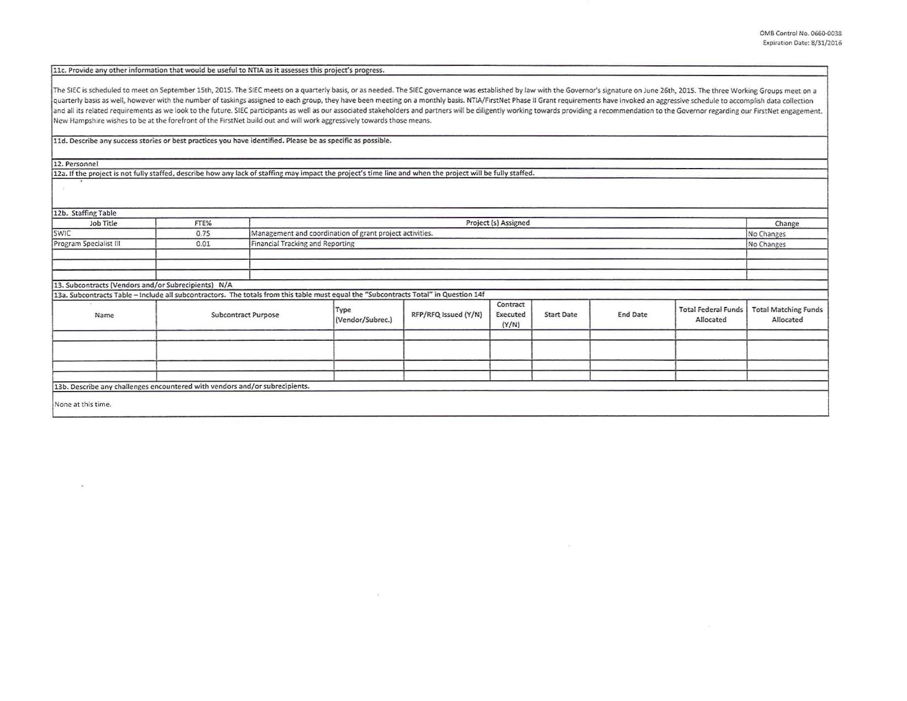**11c. Provide any other information that would be useful to NTIA as it assesses this project's progress.**

The SIEC is scheduled to meet on September 15th, 2015. The SIEC meets on a quarterly basis, or as needed. The SIEC governance was established by law with the Governor's signature on June 26th, 2015. The three Working Groups meet on a quarterly basis as well, however with the number of taskings assigned to each group, they have been meeting on a monthly basis. NTIA/FirstNet Phase II Grant requirements have invoked an aggressive schedule to accomplish data collection and all its related requirements as we look to the future. SIEC participants as well as our associated stakeholders and partners will be diligently working towards providing a recommendation to the Governor regarding our FirstNet engagement. New Hampshire wishes to be at the forefront of the FirstNet build out and will work aggressively towards those means.

**11d. Describe any success stories or best practices you have identified. Please be as specific as possible.**

**12. Personnel**

**12a. If the project is not fully staffed, describe how any lack of staffing may impact the project's time line and when the project will be fully staffed.**

**12b. Staffing Table**

| Job Title | FTE% | Project (s) Assigned | Change |
|---|---|---|---|
| SWIC | 0.75 | Management and coordination of grant project activities. | No Changes |
| Program Specialist III | 0.01 | Financial Tracking and Reporting | No Changes |
| | | | |
| | | | |
| | | | |

**13. Subcontracts (Vendors and/or Subrecipients) N/A**

**13a. Subcontracts Table – Include all subcontractors. The totals from this table must equal the "Subcontracts Total" in Question 14f**

| Name | Subcontract Purpose | Type (Vendor/Subrec.) | RFP/RFQ Issued (Y/N) | Contract Executed (Y/N) | Start Date | End Date | Total Federal Funds Allocated | Total Matching Funds Allocated |
|---|---|---|---|---|---|---|---|---|
| | | | | | | | | |
| | | | | | | | | |
| | | | | | | | | |
| | | | | | | | | |

**13b. Describe any challenges encountered with vendors and/or subrecipients.**

None at this time.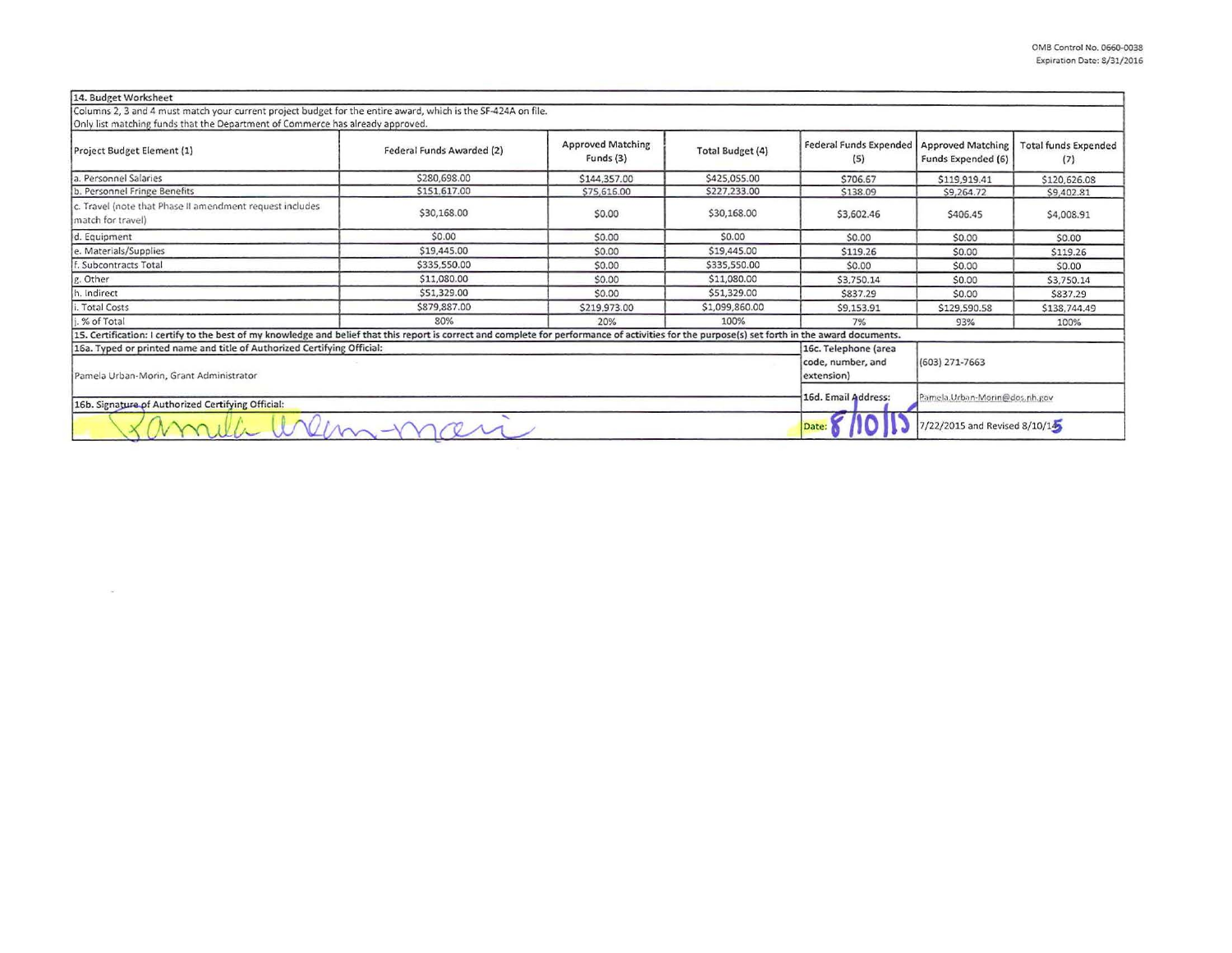OMB Control No. 0660-0038
Expiration Date: 8/31/2016

| 14. Budget Worksheet | | | | | | |
|---|---|---|---|---|---|---|
| Columns 2, 3 and 4 must match your current project budget for the entire award, which is the SF-424A on file. Only list matching funds that the Department of Commerce has already approved. | | | | | | |
| Project Budget Element (1) | Federal Funds Awarded (2) | Approved Matching Funds (3) | Total Budget (4) | Federal Funds Expended (5) | Approved Matching Funds Expended (6) | Total funds Expended (7) |
| a. Personnel Salaries | $280,698.00 | $144,357.00 | $425,055.00 | $706.67 | $119,919.41 | $120,626.08 |
| b. Personnel Fringe Benefits | $151,617.00 | $75,616.00 | $227,233.00 | $138.09 | $9,264.72 | $9,402.81 |
| c. Travel (note that Phase II amendment request includes match for travel) | $30,168.00 | $0.00 | $30,168.00 | $3,602.46 | $406.45 | $4,008.91 |
| d. Equipment | $0.00 | $0.00 | $0.00 | $0.00 | $0.00 | $0.00 |
| e. Materials/Supplies | $19,445.00 | $0.00 | $19,445.00 | $119.26 | $0.00 | $119.26 |
| f. Subcontracts Total | $335,550.00 | $0.00 | $335,550.00 | $0.00 | $0.00 | $0.00 |
| g. Other | $11,080.00 | $0.00 | $11,080.00 | $3,750.14 | $0.00 | $3,750.14 |
| h. Indirect | $51,329.00 | $0.00 | $51,329.00 | $837.29 | $0.00 | $837.29 |
| i. Total Costs | $879,887.00 | $219,973.00 | $1,099,860.00 | $9,153.91 | $129,590.58 | $138,744.49 |
| j. % of Total | 80% | 20% | 100% | 7% | 93% | 100% |

15. Certification: I certify to the best of my knowledge and belief that this report is correct and complete for performance of activities for the purpose(s) set forth in the award documents.

| | | |
|---|---|---|
| 16a. Typed or printed name and title of Authorized Certifying Official: Pamela Urban-Morin, Grant Administrator | 16c. Telephone (area code, number, and extension) | (603) 271-7663 |
| 16b. Signature of Authorized Certifying Official: Pamela Urban-Morin | 16d. Email Address: | Pamela.Urban-Morin@dos.nh.gov |
| | Date: 8/10/15 | 7/22/2015 and Revised 8/10/15 |